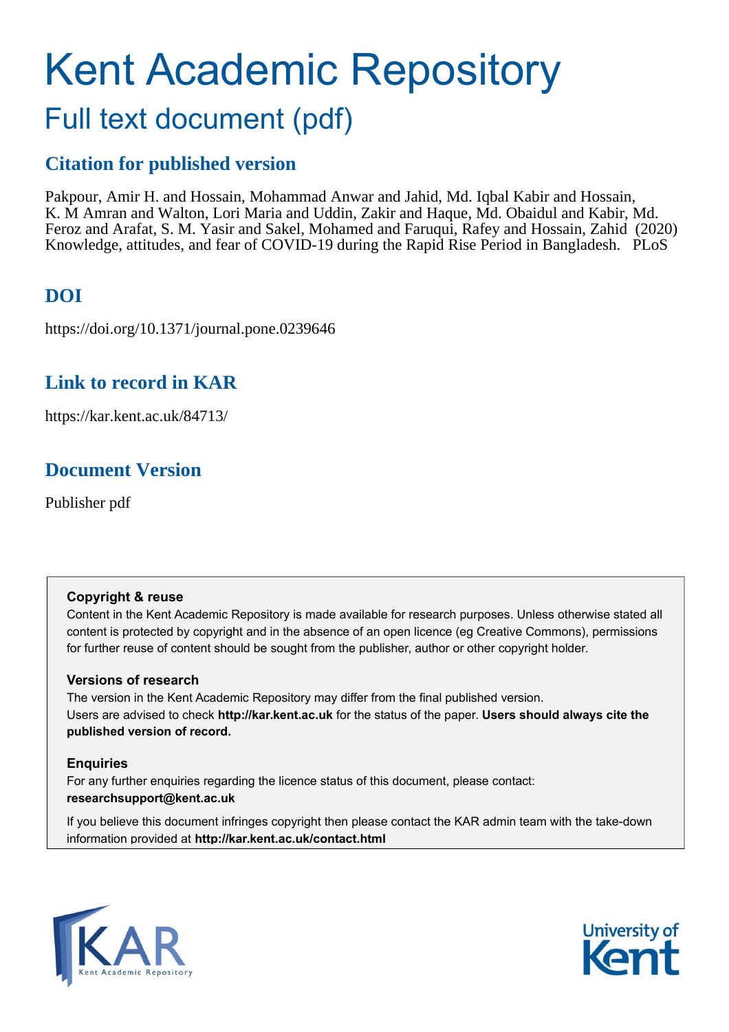# Kent Academic Repository

## Full text document (pdf)

### Citation for published version

Pakpour, Amir H. and Hossain, Mohammad Anwar and Jahid, Md. Iqbal Kabir and Hossain, K. M Amran and Walton, Lori Maria and Uddin, Zakir and Haque, Md. Obaidul and Kabir, Md. Feroz and Arafat, S. M. Yasir and Sakel, Mohamed and Faruqui, Rafey and Hossain, Zahid (2020) Knowledge, attitudes, and fear of COVID-19 during the Rapid Rise Period in Bangladesh. PLoS

### DOI

https://doi.org/10.1371/journal.pone.0239646

### Link to record in KAR

https://kar.kent.ac.uk/84713/

### Document Version

Publisher pdf

**Copyright & reuse**

Content in the Kent Academic Repository is made available for research purposes. Unless otherwise stated all content is protected by copyright and in the absence of an open licence (eg Creative Commons), permissions for further reuse of content should be sought from the publisher, author or other copyright holder.

**Versions of research**

The version in the Kent Academic Repository may differ from the final published version. Users are advised to check **http://kar.kent.ac.uk** for the status of the paper. **Users should always cite the published version of record.**

**Enquiries**

For any further enquiries regarding the licence status of this document, please contact: **researchsupport@kent.ac.uk**

If you believe this document infringes copyright then please contact the KAR admin team with the take-down information provided at **http://kar.kent.ac.uk/contact.html**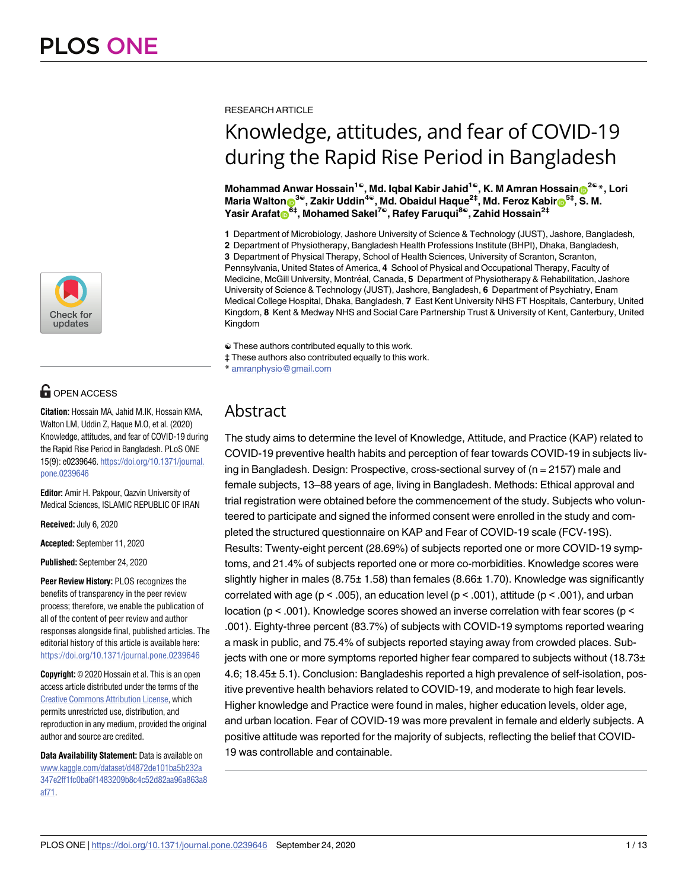RESEARCH ARTICLE

# Knowledge, attitudes, and fear of COVID-19 during the Rapid Rise Period in Bangladesh

**Mohammad Anwar Hossain[1☯], Md. Iqbal Kabir Jahid[1☯], K. M Amran Hossain[2☯*], Lori Maria Walton[3☯], Zakir Uddin[4☯], Md. Obaidul Haque[2‡], Md. Feroz Kabir[5‡], S. M. Yasir Arafat[6‡], Mohamed Sakel[7☯], Rafey Faruqui[8☯], Zahid Hossain[2‡]**

**1** Department of Microbiology, Jashore University of Science & Technology (JUST), Jashore, Bangladesh, **2** Department of Physiotherapy, Bangladesh Health Professions Institute (BHPI), Dhaka, Bangladesh, **3** Department of Physical Therapy, School of Health Sciences, University of Scranton, Scranton, Pennsylvania, United States of America, **4** School of Physical and Occupational Therapy, Faculty of Medicine, McGill University, Montréal, Canada, **5** Department of Physiotherapy & Rehabilitation, Jashore University of Science & Technology (JUST), Jashore, Bangladesh, **6** Department of Psychiatry, Enam Medical College Hospital, Dhaka, Bangladesh, **7** East Kent University NHS FT Hospitals, Canterbury, United Kingdom, **8** Kent & Medway NHS and Social Care Partnership Trust & University of Kent, Canterbury, United Kingdom

☯ These authors contributed equally to this work.
‡ These authors also contributed equally to this work.
* amranphysio@gmail.com

## Abstract

The study aims to determine the level of Knowledge, Attitude, and Practice (KAP) related to COVID-19 preventive health habits and perception of fear towards COVID-19 in subjects living in Bangladesh. Design: Prospective, cross-sectional survey of (n = 2157) male and female subjects, 13–88 years of age, living in Bangladesh. Methods: Ethical approval and trial registration were obtained before the commencement of the study. Subjects who volunteered to participate and signed the informed consent were enrolled in the study and completed the structured questionnaire on KAP and Fear of COVID-19 scale (FCV-19S). Results: Twenty-eight percent (28.69%) of subjects reported one or more COVID-19 symptoms, and 21.4% of subjects reported one or more co-morbidities. Knowledge scores were slightly higher in males (8.75± 1.58) than females (8.66± 1.70). Knowledge was significantly correlated with age ($p < .005$), an education level ($p < .001$), attitude ($p < .001$), and urban location ($p < .001$). Knowledge scores showed an inverse correlation with fear scores ($p < .001$). Eighty-three percent (83.7%) of subjects with COVID-19 symptoms reported wearing a mask in public, and 75.4% of subjects reported staying away from crowded places. Subjects with one or more symptoms reported higher fear compared to subjects without (18.73± 4.6; 18.45± 5.1). Conclusion: Bangladeshis reported a high prevalence of self-isolation, positive preventive health behaviors related to COVID-19, and moderate to high fear levels. Higher knowledge and Practice were found in males, higher education levels, older age, and urban location. Fear of COVID-19 was more prevalent in female and elderly subjects. A positive attitude was reported for the majority of subjects, reflecting the belief that COVID-19 was controllable and containable.

OPEN ACCESS

**Citation:** Hossain MA, Jahid M.IK, Hossain KMA, Walton LM, Uddin Z, Haque M.O, et al. (2020) Knowledge, attitudes, and fear of COVID-19 during the Rapid Rise Period in Bangladesh. PLoS ONE 15(9): e0239646. https://doi.org/10.1371/journal.pone.0239646

**Editor:** Amir H. Pakpour, Qazvin University of Medical Sciences, ISLAMIC REPUBLIC OF IRAN

**Received:** July 6, 2020

**Accepted:** September 11, 2020

**Published:** September 24, 2020

**Peer Review History:** PLOS recognizes the benefits of transparency in the peer review process; therefore, we enable the publication of all of the content of peer review and author responses alongside final, published articles. The editorial history of this article is available here: https://doi.org/10.1371/journal.pone.0239646

**Copyright:** © 2020 Hossain et al. This is an open access article distributed under the terms of the Creative Commons Attribution License, which permits unrestricted use, distribution, and reproduction in any medium, provided the original author and source are credited.

**Data Availability Statement:** Data is available on www.kaggle.com/dataset/d4872de101ba5b232a347e2ff1fc0ba6f1483209b8c4c52d82aa96a863a8af71.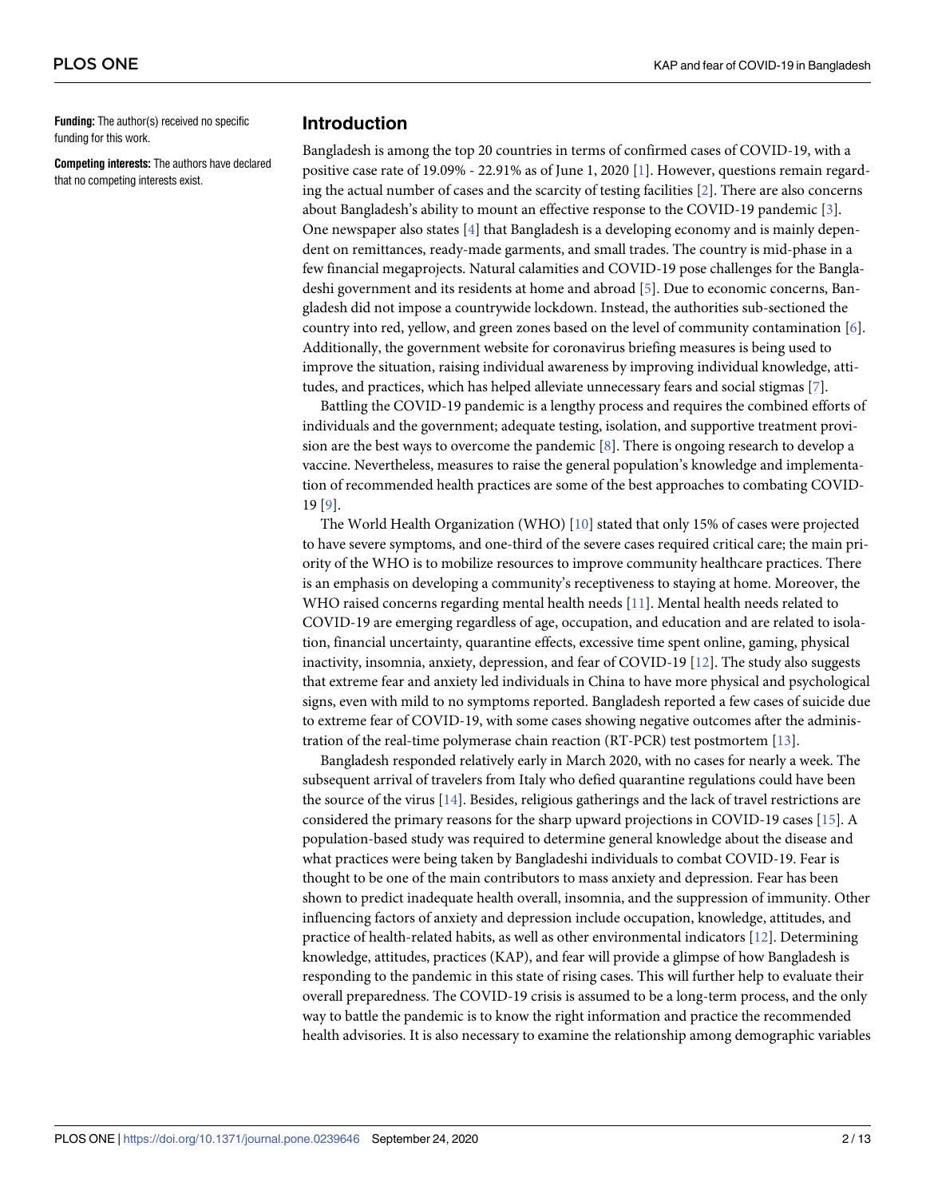**Funding:** The author(s) received no specific funding for this work.

**Competing interests:** The authors have declared that no competing interests exist.

## Introduction

Bangladesh is among the top 20 countries in terms of confirmed cases of COVID-19, with a positive case rate of 19.09% - 22.91% as of June 1, 2020 [1]. However, questions remain regarding the actual number of cases and the scarcity of testing facilities [2]. There are also concerns about Bangladesh's ability to mount an effective response to the COVID-19 pandemic [3]. One newspaper also states [4] that Bangladesh is a developing economy and is mainly dependent on remittances, ready-made garments, and small trades. The country is mid-phase in a few financial megaprojects. Natural calamities and COVID-19 pose challenges for the Bangladeshi government and its residents at home and abroad [5]. Due to economic concerns, Bangladesh did not impose a countrywide lockdown. Instead, the authorities sub-sectioned the country into red, yellow, and green zones based on the level of community contamination [6]. Additionally, the government website for coronavirus briefing measures is being used to improve the situation, raising individual awareness by improving individual knowledge, attitudes, and practices, which has helped alleviate unnecessary fears and social stigmas [7].

Battling the COVID-19 pandemic is a lengthy process and requires the combined efforts of individuals and the government; adequate testing, isolation, and supportive treatment provision are the best ways to overcome the pandemic [8]. There is ongoing research to develop a vaccine. Nevertheless, measures to raise the general population's knowledge and implementation of recommended health practices are some of the best approaches to combating COVID-19 [9].

The World Health Organization (WHO) [10] stated that only 15% of cases were projected to have severe symptoms, and one-third of the severe cases required critical care; the main priority of the WHO is to mobilize resources to improve community healthcare practices. There is an emphasis on developing a community's receptiveness to staying at home. Moreover, the WHO raised concerns regarding mental health needs [11]. Mental health needs related to COVID-19 are emerging regardless of age, occupation, and education and are related to isolation, financial uncertainty, quarantine effects, excessive time spent online, gaming, physical inactivity, insomnia, anxiety, depression, and fear of COVID-19 [12]. The study also suggests that extreme fear and anxiety led individuals in China to have more physical and psychological signs, even with mild to no symptoms reported. Bangladesh reported a few cases of suicide due to extreme fear of COVID-19, with some cases showing negative outcomes after the administration of the real-time polymerase chain reaction (RT-PCR) test postmortem [13].

Bangladesh responded relatively early in March 2020, with no cases for nearly a week. The subsequent arrival of travelers from Italy who defied quarantine regulations could have been the source of the virus [14]. Besides, religious gatherings and the lack of travel restrictions are considered the primary reasons for the sharp upward projections in COVID-19 cases [15]. A population-based study was required to determine general knowledge about the disease and what practices were being taken by Bangladeshi individuals to combat COVID-19. Fear is thought to be one of the main contributors to mass anxiety and depression. Fear has been shown to predict inadequate health overall, insomnia, and the suppression of immunity. Other influencing factors of anxiety and depression include occupation, knowledge, attitudes, and practice of health-related habits, as well as other environmental indicators [12]. Determining knowledge, attitudes, practices (KAP), and fear will provide a glimpse of how Bangladesh is responding to the pandemic in this state of rising cases. This will further help to evaluate their overall preparedness. The COVID-19 crisis is assumed to be a long-term process, and the only way to battle the pandemic is to know the right information and practice the recommended health advisories. It is also necessary to examine the relationship among demographic variables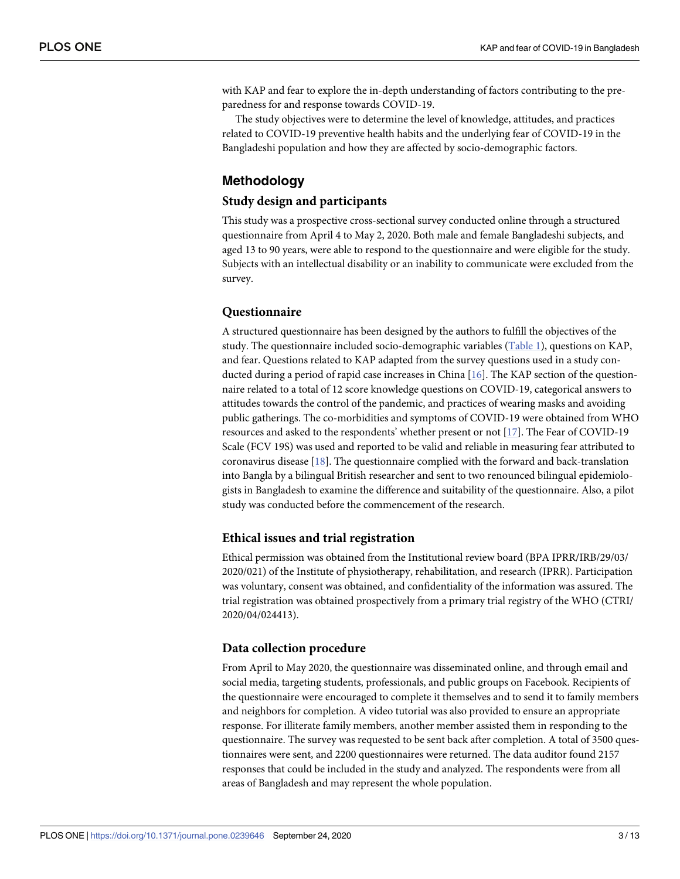with KAP and fear to explore the in-depth understanding of factors contributing to the preparedness for and response towards COVID-19.

The study objectives were to determine the level of knowledge, attitudes, and practices related to COVID-19 preventive health habits and the underlying fear of COVID-19 in the Bangladeshi population and how they are affected by socio-demographic factors.

## Methodology

### Study design and participants

This study was a prospective cross-sectional survey conducted online through a structured questionnaire from April 4 to May 2, 2020. Both male and female Bangladeshi subjects, and aged 13 to 90 years, were able to respond to the questionnaire and were eligible for the study. Subjects with an intellectual disability or an inability to communicate were excluded from the survey.

### Questionnaire

A structured questionnaire has been designed by the authors to fulfill the objectives of the study. The questionnaire included socio-demographic variables (Table 1), questions on KAP, and fear. Questions related to KAP adapted from the survey questions used in a study conducted during a period of rapid case increases in China [16]. The KAP section of the questionnaire related to a total of 12 score knowledge questions on COVID-19, categorical answers to attitudes towards the control of the pandemic, and practices of wearing masks and avoiding public gatherings. The co-morbidities and symptoms of COVID-19 were obtained from WHO resources and asked to the respondents' whether present or not [17]. The Fear of COVID-19 Scale (FCV 19S) was used and reported to be valid and reliable in measuring fear attributed to coronavirus disease [18]. The questionnaire complied with the forward and back-translation into Bangla by a bilingual British researcher and sent to two renounced bilingual epidemiologists in Bangladesh to examine the difference and suitability of the questionnaire. Also, a pilot study was conducted before the commencement of the research.

### Ethical issues and trial registration

Ethical permission was obtained from the Institutional review board (BPA IPRR/IRB/29/03/2020/021) of the Institute of physiotherapy, rehabilitation, and research (IPRR). Participation was voluntary, consent was obtained, and confidentiality of the information was assured. The trial registration was obtained prospectively from a primary trial registry of the WHO (CTRI/2020/04/024413).

### Data collection procedure

From April to May 2020, the questionnaire was disseminated online, and through email and social media, targeting students, professionals, and public groups on Facebook. Recipients of the questionnaire were encouraged to complete it themselves and to send it to family members and neighbors for completion. A video tutorial was also provided to ensure an appropriate response. For illiterate family members, another member assisted them in responding to the questionnaire. The survey was requested to be sent back after completion. A total of 3500 questionnaires were sent, and 2200 questionnaires were returned. The data auditor found 2157 responses that could be included in the study and analyzed. The respondents were from all areas of Bangladesh and may represent the whole population.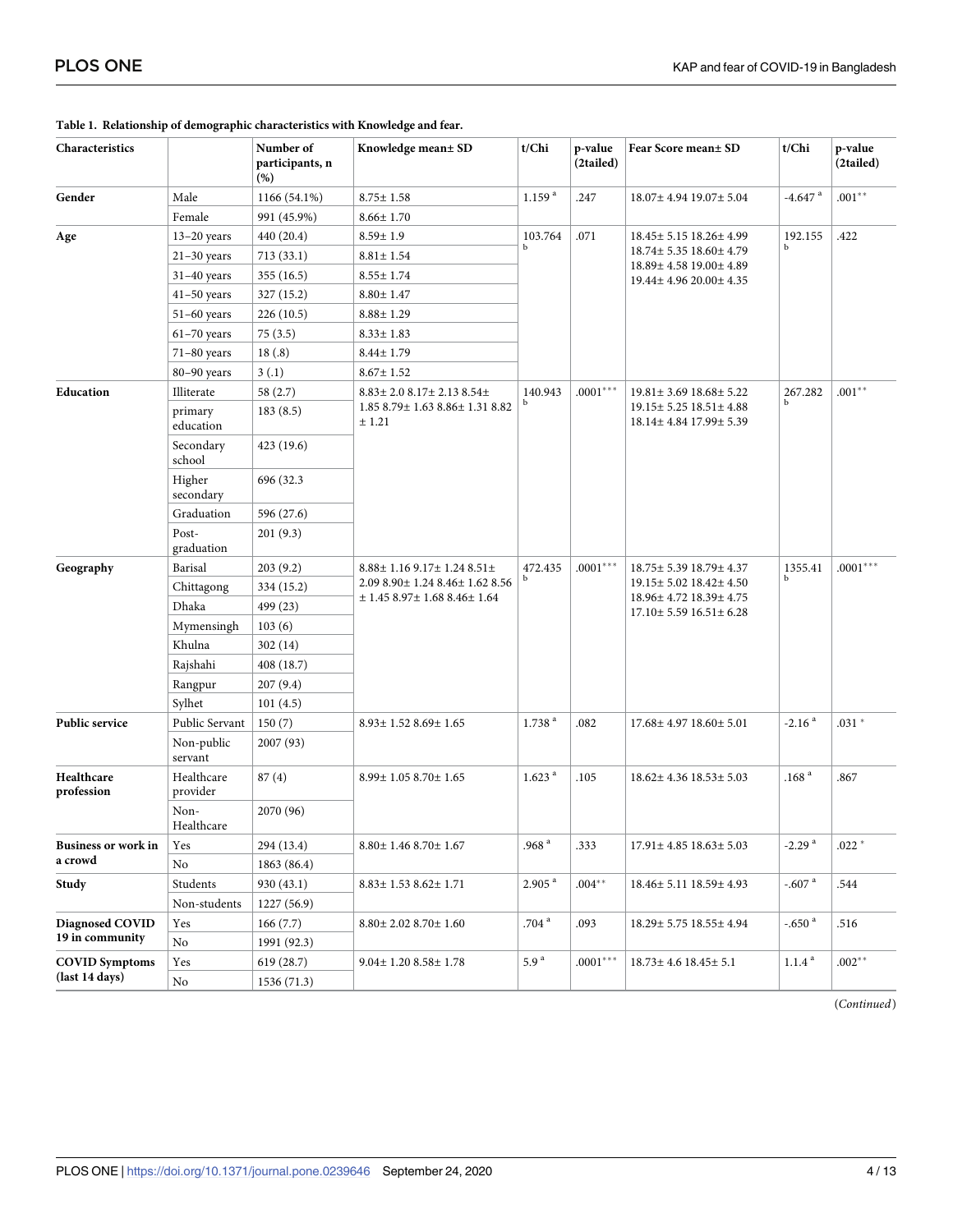**Table 1. Relationship of demographic characteristics with Knowledge and fear.**

| Characteristics | | Number of participants, n (%) | Knowledge mean± SD | t/Chi | p-value (2tailed) | Fear Score mean± SD | t/Chi | p-value (2tailed) |
|---|---|---|---|---|---|---|---|---|
| Gender | Male | 1166 (54.1%) | 8.75± 1.58 | 1.159 [a] | .247 | 18.07± 4.94 19.07± 5.04 | -4.647 [a] | .001** |
| | Female | 991 (45.9%) | 8.66± 1.70 | | | | | |
| Age | 13–20 years | 440 (20.4) | 8.59± 1.9 | 103.764 [b] | .071 | 18.45± 5.15 18.26± 4.99 18.74± 5.35 18.60± 4.79 18.89± 4.58 19.00± 4.89 19.44± 4.96 20.00± 4.35 | 192.155 [b] | .422 |
| | 21–30 years | 713 (33.1) | 8.81± 1.54 | | | | | |
| | 31–40 years | 355 (16.5) | 8.55± 1.74 | | | | | |
| | 41–50 years | 327 (15.2) | 8.80± 1.47 | | | | | |
| | 51–60 years | 226 (10.5) | 8.88± 1.29 | | | | | |
| | 61–70 years | 75 (3.5) | 8.33± 1.83 | | | | | |
| | 71–80 years | 18 (.8) | 8.44± 1.79 | | | | | |
| | 80–90 years | 3 (.1) | 8.67± 1.52 | | | | | |
| Education | Illiterate | 58 (2.7) | 8.83± 2.0 8.17± 2.13 8.54± 1.85 8.79± 1.63 8.86± 1.31 8.82 ± 1.21 | 140.943 [b] | .0001*** | 19.81± 3.69 18.68± 5.22 19.15± 5.25 18.51± 4.88 18.14± 4.84 17.99± 5.39 | 267.282 [b] | .001** |
| | primary education | 183 (8.5) | | | | | | |
| | Secondary school | 423 (19.6) | | | | | | |
| | Higher secondary | 696 (32.3 | | | | | | |
| | Graduation | 596 (27.6) | | | | | | |
| | Post-graduation | 201 (9.3) | | | | | | |
| Geography | Barisal | 203 (9.2) | 8.88± 1.16 9.17± 1.24 8.51± 2.09 8.90± 1.24 8.46± 1.62 8.56 ± 1.45 8.97± 1.68 8.46± 1.64 | 472.435 [b] | .0001*** | 18.75± 5.39 18.79± 4.37 19.15± 5.02 18.42± 4.50 18.96± 4.72 18.39± 4.75 17.10± 5.59 16.51± 6.28 | 1355.41 [b] | .0001*** |
| | Chittagong | 334 (15.2) | | | | | | |
| | Dhaka | 499 (23) | | | | | | |
| | Mymensingh | 103 (6) | | | | | | |
| | Khulna | 302 (14) | | | | | | |
| | Rajshahi | 408 (18.7) | | | | | | |
| | Rangpur | 207 (9.4) | | | | | | |
| | Sylhet | 101 (4.5) | | | | | | |
| Public service | Public Servant | 150 (7) | 8.93± 1.52 8.69± 1.65 | 1.738 [a] | .082 | 17.68± 4.97 18.60± 5.01 | -2.16 [a] | .031 * |
| | Non-public servant | 2007 (93) | | | | | | |
| Healthcare profession | Healthcare provider | 87 (4) | 8.99± 1.05 8.70± 1.65 | 1.623 [a] | .105 | 18.62± 4.36 18.53± 5.03 | .168 [a] | .867 |
| | Non-Healthcare | 2070 (96) | | | | | | |
| Business or work in a crowd | Yes | 294 (13.4) | 8.80± 1.46 8.70± 1.67 | .968 [a] | .333 | 17.91± 4.85 18.63± 5.03 | -2.29 [a] | .022 * |
| | No | 1863 (86.4) | | | | | | |
| Study | Students | 930 (43.1) | 8.83± 1.53 8.62± 1.71 | 2.905 [a] | .004** | 18.46± 5.11 18.59± 4.93 | -.607 [a] | .544 |
| | Non-students | 1227 (56.9) | | | | | | |
| Diagnosed COVID 19 in community | Yes | 166 (7.7) | 8.80± 2.02 8.70± 1.60 | .704 [a] | .093 | 18.29± 5.75 18.55± 4.94 | -.650 [a] | .516 |
| | No | 1991 (92.3) | | | | | | |
| COVID Symptoms (last 14 days) | Yes | 619 (28.7) | 9.04± 1.20 8.58± 1.78 | 5.9 [a] | .0001*** | 18.73± 4.6 18.45± 5.1 | 1.1.4 [a] | .002** |
| | No | 1536 (71.3) | | | | | | |

(*Continued*)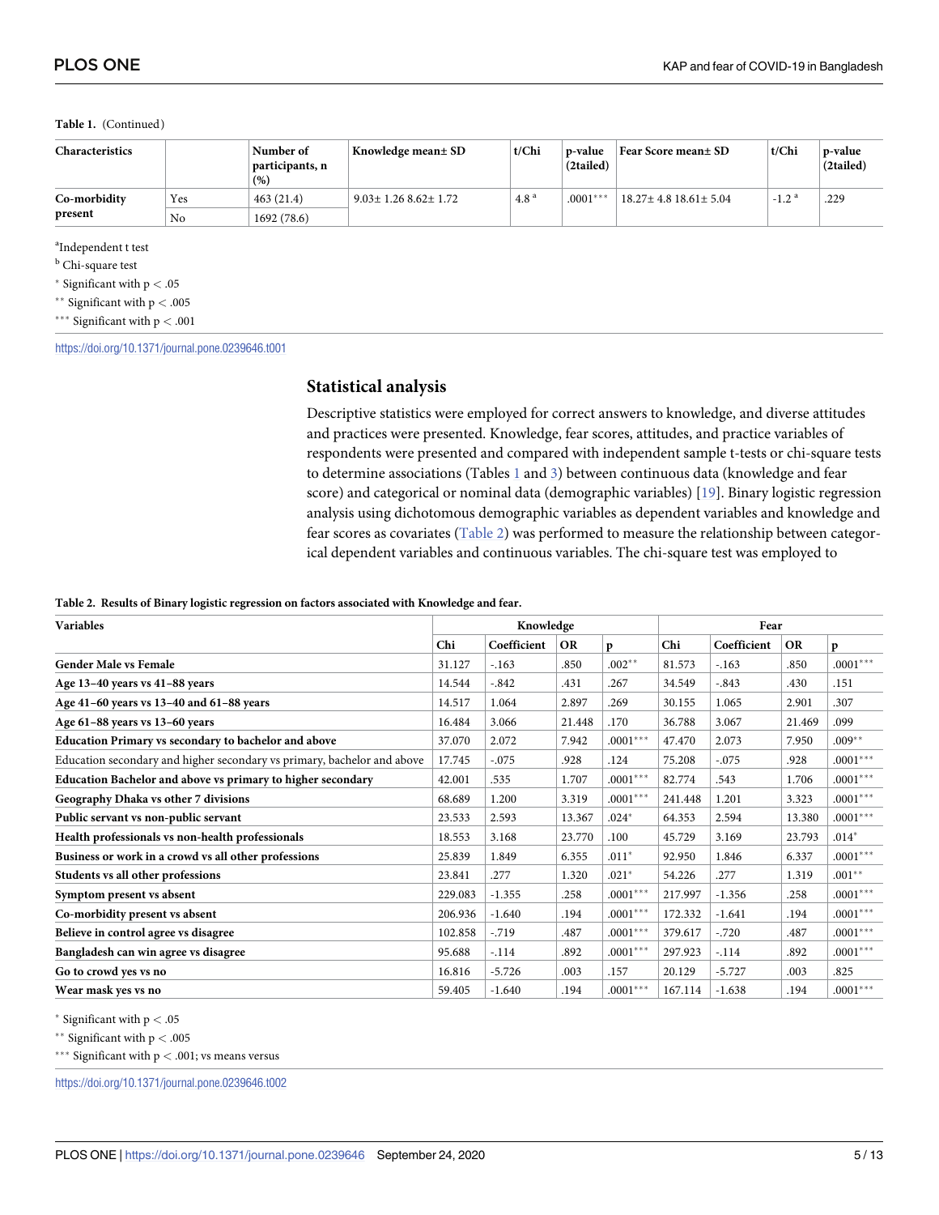**Table 1.** (Continued)

| Characteristics | | Number of participants, n (%) | Knowledge mean± SD | t/Chi | p-value (2tailed) | Fear Score mean± SD | t/Chi | p-value (2tailed) |
|---|---|---|---|---|---|---|---|---|
| Co-morbidity present | Yes | 463 (21.4) | 9.03± 1.26 8.62± 1.72 | 4.8 [a] | .0001*** | 18.27± 4.8 18.61± 5.04 | -1.2 [a] | .229 |
| | No | 1692 (78.6) | | | | | | |

[a]Independent t test

[b] Chi-square test

* Significant with $p < .05$

** Significant with $p < .005$

*** Significant with $p < .001$

https://doi.org/10.1371/journal.pone.0239646.t001

## Statistical analysis

Descriptive statistics were employed for correct answers to knowledge, and diverse attitudes and practices were presented. Knowledge, fear scores, attitudes, and practice variables of respondents were presented and compared with independent sample t-tests or chi-square tests to determine associations (Tables 1 and 3) between continuous data (knowledge and fear score) and categorical or nominal data (demographic variables) [19]. Binary logistic regression analysis using dichotomous demographic variables as dependent variables and knowledge and fear scores as covariates (Table 2) was performed to measure the relationship between categorical dependent variables and continuous variables. The chi-square test was employed to

**Table 2. Results of Binary logistic regression on factors associated with Knowledge and fear.**

| Variables | Knowledge | | | | Fear | | | |
|---|---|---|---|---|---|---|---|---|
| | Chi | Coefficient | OR | p | Chi | Coefficient | OR | p |
| **Gender Male vs Female** | 31.127 | -.163 | .850 | .002** | 81.573 | -.163 | .850 | .0001*** |
| **Age 13–40 years vs 41–88 years** | 14.544 | -.842 | .431 | .267 | 34.549 | -.843 | .430 | .151 |
| **Age 41–60 years vs 13–40 and 61–88 years** | 14.517 | 1.064 | 2.897 | .269 | 30.155 | 1.065 | 2.901 | .307 |
| **Age 61–88 years vs 13–60 years** | 16.484 | 3.066 | 21.448 | .170 | 36.788 | 3.067 | 21.469 | .099 |
| **Education Primary vs secondary to bachelor and above** | 37.070 | 2.072 | 7.942 | .0001*** | 47.470 | 2.073 | 7.950 | .009** |
| Education secondary and higher secondary vs primary, bachelor and above | 17.745 | -.075 | .928 | .124 | 75.208 | -.075 | .928 | .0001*** |
| **Education Bachelor and above vs primary to higher secondary** | 42.001 | .535 | 1.707 | .0001*** | 82.774 | .543 | 1.706 | .0001*** |
| **Geography Dhaka vs other 7 divisions** | 68.689 | 1.200 | 3.319 | .0001*** | 241.448 | 1.201 | 3.323 | .0001*** |
| **Public servant vs non-public servant** | 23.533 | 2.593 | 13.367 | .024* | 64.353 | 2.594 | 13.380 | .0001*** |
| **Health professionals vs non-health professionals** | 18.553 | 3.168 | 23.770 | .100 | 45.729 | 3.169 | 23.793 | .014* |
| **Business or work in a crowd vs all other professions** | 25.839 | 1.849 | 6.355 | .011* | 92.950 | 1.846 | 6.337 | .0001*** |
| **Students vs all other professions** | 23.841 | .277 | 1.320 | .021* | 54.226 | .277 | 1.319 | .001** |
| **Symptom present vs absent** | 229.083 | -1.355 | .258 | .0001*** | 217.997 | -1.356 | .258 | .0001*** |
| **Co-morbidity present vs absent** | 206.936 | -1.640 | .194 | .0001*** | 172.332 | -1.641 | .194 | .0001*** |
| **Believe in control agree vs disagree** | 102.858 | -.719 | .487 | .0001*** | 379.617 | -.720 | .487 | .0001*** |
| **Bangladesh can win agree vs disagree** | 95.688 | -.114 | .892 | .0001*** | 297.923 | -.114 | .892 | .0001*** |
| **Go to crowd yes vs no** | 16.816 | -5.726 | .003 | .157 | 20.129 | -5.727 | .003 | .825 |
| **Wear mask yes vs no** | 59.405 | -1.640 | .194 | .0001*** | 167.114 | -1.638 | .194 | .0001*** |

* Significant with $p < .05$

** Significant with $p < .005$

*** Significant with $p < .001$; vs means versus

https://doi.org/10.1371/journal.pone.0239646.t002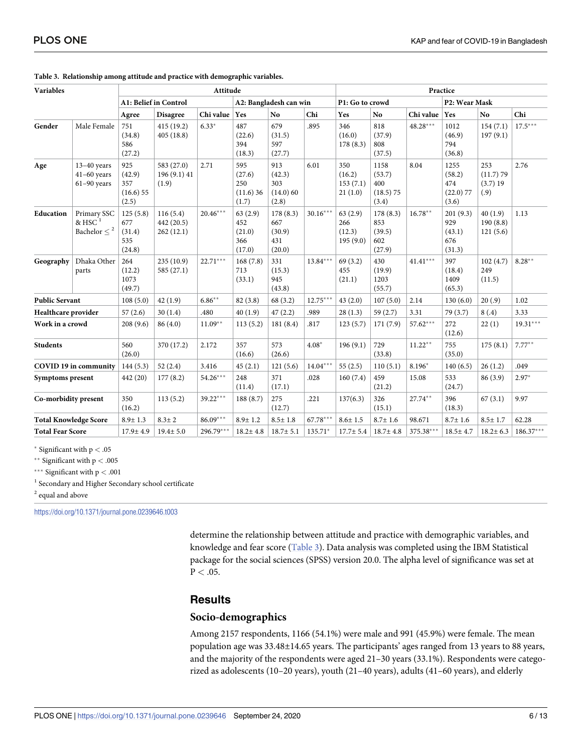**Table 3. Relationship among attitude and practice with demographic variables.**

| Variables | | Attitude | | | | | | Practice | | | | | |
|---|---|---|---|---|---|---|---|---|---|---|---|---|---|
| | | A1: Belief in Control | | | A2: Bangladesh can win | | | P1: Go to crowd | | | P2: Wear Mask | | |
| | | Agree | Disagree | Chi value | Yes | No | Chi | Yes | No | Chi value | Yes | No | Chi |
| Gender | Male Female | 751 (34.8) 586 (27.2) | 415 (19.2) 405 (18.8) | 6.33* | 487 (22.6) 394 (18.3) | 679 (31.5) 597 (27.7) | .895 | 346 (16.0) 178 (8.3) | 818 (37.9) 808 (37.5) | 48.28*** | 1012 (46.9) 794 (36.8) | 154 (7.1) 197 (9.1) | 17.5*** |
| Age | 13–40 years 41–60 years 61–90 years | 925 (42.9) 357 (16.6) 55 (2.5) | 583 (27.0) 196 (9.1) 41 (1.9) | 2.71 | 595 (27.6) 250 (11.6) 36 (1.7) | 913 (42.3) 303 (14.0) 60 (2.8) | 6.01 | 350 (16.2) 153 (7.1) 21 (1.0) | 1158 (53.7) 400 (18.5) 75 (3.4) | 8.04 | 1255 (58.2) 474 (22.0) 77 (3.6) | 253 (11.7) 79 (3.7) 19 (.9) | 2.76 |
| Education | Primary SSC & HSC [1] Bachelor ≤ [2] | 125 (5.8) 677 (31.4) 535 (24.8) | 116 (5.4) 442 (20.5) 262 (12.1) | 20.46*** | 63 (2.9) 452 (21.0) 366 (17.0) | 178 (8.3) 667 (30.9) 431 (20.0) | 30.16*** | 63 (2.9) 266 (12.3) 195 (9.0) | 178 (8.3) 853 (39.5) 602 (27.9) | 16.78** | 201 (9.3) 929 (43.1) 676 (31.3) | 40 (1.9) 190 (8.8) 121 (5.6) | 1.13 |
| Geography | Dhaka Other parts | 264 (12.2) 1073 (49.7) | 235 (10.9) 585 (27.1) | 22.71*** | 168 (7.8) 713 (33.1) | 331 (15.3) 945 (43.8) | 13.84*** | 69 (3.2) 455 (21.1) | 430 (19.9) 1203 (55.7) | 41.41*** | 397 (18.4) 1409 (65.3) | 102 (4.7) 249 (11.5) | 8.28** |
| Public Servant | | 108 (5.0) | 42 (1.9) | 6.86** | 82 (3.8) | 68 (3.2) | 12.75*** | 43 (2.0) | 107 (5.0) | 2.14 | 130 (6.0) | 20 (.9) | 1.02 |
| Healthcare provider | | 57 (2.6) | 30 (1.4) | .480 | 40 (1.9) | 47 (2.2) | .989 | 28 (1.3) | 59 (2.7) | 3.31 | 79 (3.7) | 8 (.4) | 3.33 |
| Work in a crowd | | 208 (9.6) | 86 (4.0) | 11.09** | 113 (5.2) | 181 (8.4) | .817 | 123 (5.7) | 171 (7.9) | 57.62*** | 272 (12.6) | 22 (1) | 19.31*** |
| Students | | 560 (26.0) | 370 (17.2) | 2.172 | 357 (16.6) | 573 (26.6) | 4.08* | 196 (9.1) | 729 (33.8) | 11.22** | 755 (35.0) | 175 (8.1) | 7.77** |
| COVID 19 in community | | 144 (5.3) | 52 (2.4) | 3.416 | 45 (2.1) | 121 (5.6) | 14.04*** | 55 (2.5) | 110 (5.1) | 8.196* | 140 (6.5) | 26 (1.2) | .049 |
| Symptoms present | | 442 (20) | 177 (8.2) | 54.26*** | 248 (11.4) | 371 (17.1) | .028 | 160 (7.4) | 459 (21.2) | 15.08 | 533 (24.7) | 86 (3.9) | 2.97* |
| Co-morbidity present | | 350 (16.2) | 113 (5.2) | 39.22*** | 188 (8.7) | 275 (12.7) | .221 | 137(6.3) | 326 (15.1) | 27.74** | 396 (18.3) | 67 (3.1) | 9.97 |
| Total Knowledge Score | | 8.9± 1.3 | 8.3± 2 | 86.09*** | 8.9± 1.2 | 8.5± 1.8 | 67.78*** | 8.6± 1.5 | 8.7± 1.6 | 98.671 | 8.7± 1.6 | 8.5± 1.7 | 62.28 |
| Total Fear Score | | 17.9± 4.9 | 19.4± 5.0 | 296.79*** | 18.2± 4.8 | 18.7± 5.1 | 135.71* | 17.7± 5.4 | 18.7± 4.8 | 375.38*** | 18.5± 4.7 | 18.2± 6.3 | 186.37*** |

\* Significant with $p < .05$

\*\* Significant with $p < .005$

\*\*\* Significant with $p < .001$

[1] Secondary and Higher Secondary school certificate

[2] equal and above

https://doi.org/10.1371/journal.pone.0239646.t003

determine the relationship between attitude and practice with demographic variables, and knowledge and fear score (Table 3). Data analysis was completed using the IBM Statistical package for the social sciences (SPSS) version 20.0. The alpha level of significance was set at $P < .05$.

## Results

### Socio-demographics

Among 2157 respondents, 1166 (54.1%) were male and 991 (45.9%) were female. The mean population age was 33.48±14.65 years. The participants' ages ranged from 13 years to 88 years, and the majority of the respondents were aged 21–30 years (33.1%). Respondents were categorized as adolescents (10–20 years), youth (21–40 years), adults (41–60 years), and elderly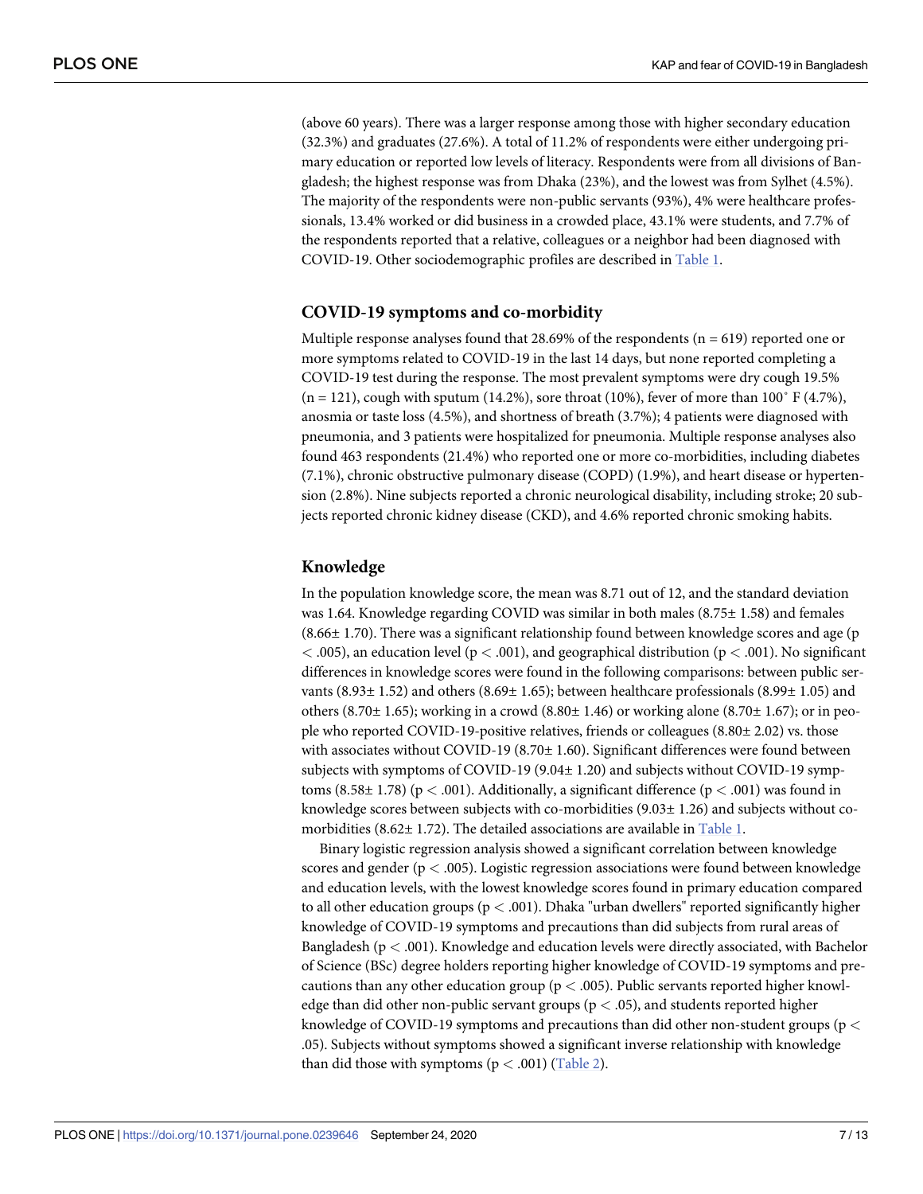(above 60 years). There was a larger response among those with higher secondary education (32.3%) and graduates (27.6%). A total of 11.2% of respondents were either undergoing primary education or reported low levels of literacy. Respondents were from all divisions of Bangladesh; the highest response was from Dhaka (23%), and the lowest was from Sylhet (4.5%). The majority of the respondents were non-public servants (93%), 4% were healthcare professionals, 13.4% worked or did business in a crowded place, 43.1% were students, and 7.7% of the respondents reported that a relative, colleagues or a neighbor had been diagnosed with COVID-19. Other sociodemographic profiles are described in Table 1.

### COVID-19 symptoms and co-morbidity

Multiple response analyses found that 28.69% of the respondents (n = 619) reported one or more symptoms related to COVID-19 in the last 14 days, but none reported completing a COVID-19 test during the response. The most prevalent symptoms were dry cough 19.5% (n = 121), cough with sputum (14.2%), sore throat (10%), fever of more than 100˚ F (4.7%), anosmia or taste loss (4.5%), and shortness of breath (3.7%); 4 patients were diagnosed with pneumonia, and 3 patients were hospitalized for pneumonia. Multiple response analyses also found 463 respondents (21.4%) who reported one or more co-morbidities, including diabetes (7.1%), chronic obstructive pulmonary disease (COPD) (1.9%), and heart disease or hypertension (2.8%). Nine subjects reported a chronic neurological disability, including stroke; 20 subjects reported chronic kidney disease (CKD), and 4.6% reported chronic smoking habits.

### Knowledge

In the population knowledge score, the mean was 8.71 out of 12, and the standard deviation was 1.64. Knowledge regarding COVID was similar in both males (8.75± 1.58) and females (8.66± 1.70). There was a significant relationship found between knowledge scores and age ($p < .005$), an education level ($p < .001$), and geographical distribution ($p < .001$). No significant differences in knowledge scores were found in the following comparisons: between public servants (8.93± 1.52) and others (8.69± 1.65); between healthcare professionals (8.99± 1.05) and others (8.70± 1.65); working in a crowd (8.80± 1.46) or working alone (8.70± 1.67); or in people who reported COVID-19-positive relatives, friends or colleagues (8.80± 2.02) vs. those with associates without COVID-19 (8.70± 1.60). Significant differences were found between subjects with symptoms of COVID-19 (9.04± 1.20) and subjects without COVID-19 symptoms (8.58± 1.78) ($p < .001$). Additionally, a significant difference ($p < .001$) was found in knowledge scores between subjects with co-morbidities (9.03± 1.26) and subjects without co-morbidities (8.62± 1.72). The detailed associations are available in Table 1.

Binary logistic regression analysis showed a significant correlation between knowledge scores and gender ($p < .005$). Logistic regression associations were found between knowledge and education levels, with the lowest knowledge scores found in primary education compared to all other education groups ($p < .001$). Dhaka "urban dwellers" reported significantly higher knowledge of COVID-19 symptoms and precautions than did subjects from rural areas of Bangladesh ($p < .001$). Knowledge and education levels were directly associated, with Bachelor of Science (BSc) degree holders reporting higher knowledge of COVID-19 symptoms and precautions than any other education group ($p < .005$). Public servants reported higher knowledge than did other non-public servant groups ($p < .05$), and students reported higher knowledge of COVID-19 symptoms and precautions than did other non-student groups ($p < .05$). Subjects without symptoms showed a significant inverse relationship with knowledge than did those with symptoms ($p < .001$) (Table 2).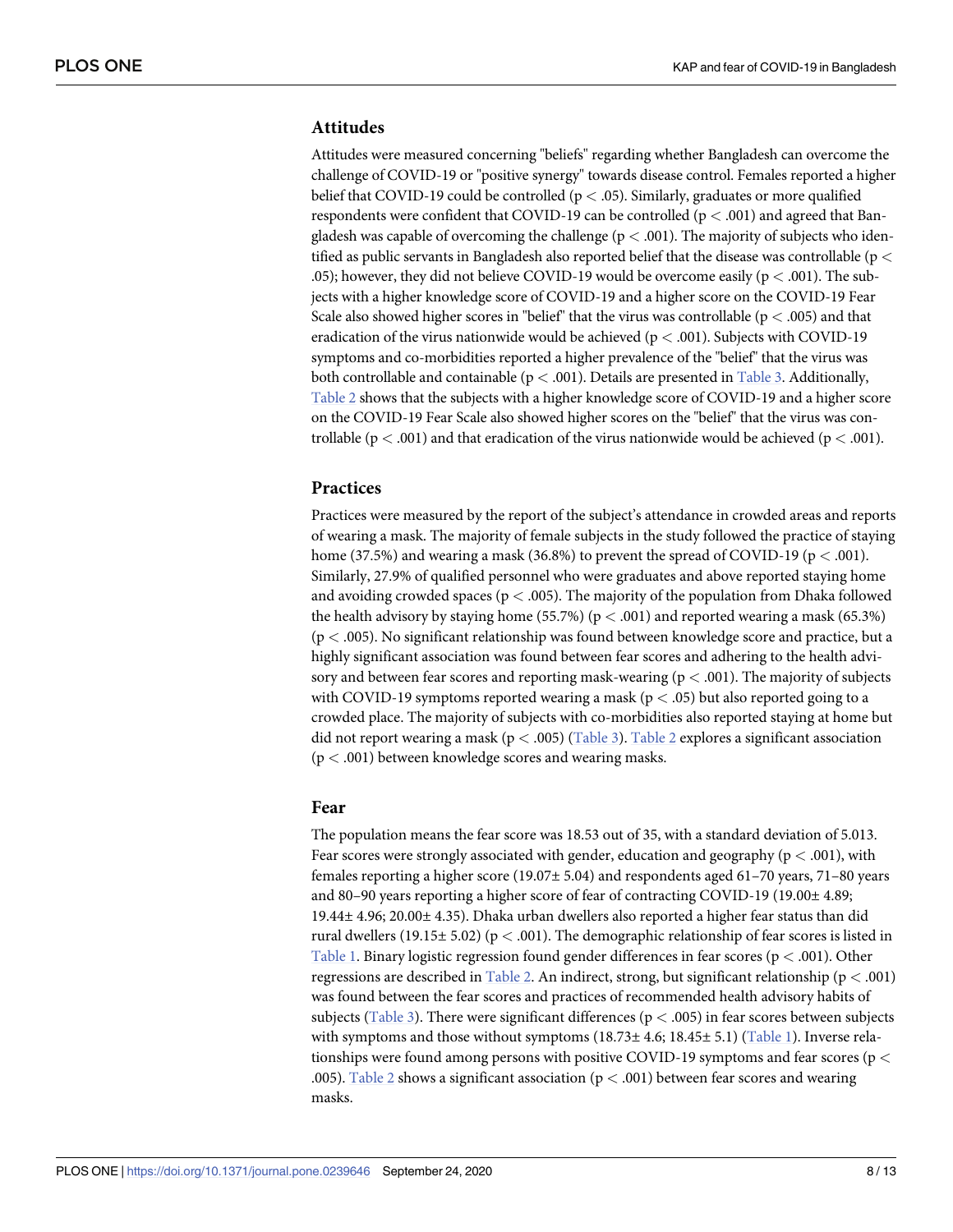### Attitudes

Attitudes were measured concerning "beliefs" regarding whether Bangladesh can overcome the challenge of COVID-19 or "positive synergy" towards disease control. Females reported a higher belief that COVID-19 could be controlled ($p < .05$). Similarly, graduates or more qualified respondents were confident that COVID-19 can be controlled ($p < .001$) and agreed that Bangladesh was capable of overcoming the challenge ($p < .001$). The majority of subjects who identified as public servants in Bangladesh also reported belief that the disease was controllable ($p < .05$); however, they did not believe COVID-19 would be overcome easily ($p < .001$). The subjects with a higher knowledge score of COVID-19 and a higher score on the COVID-19 Fear Scale also showed higher scores in "belief" that the virus was controllable ($p < .005$) and that eradication of the virus nationwide would be achieved ($p < .001$). Subjects with COVID-19 symptoms and co-morbidities reported a higher prevalence of the "belief" that the virus was both controllable and containable ($p < .001$). Details are presented in Table 3. Additionally, Table 2 shows that the subjects with a higher knowledge score of COVID-19 and a higher score on the COVID-19 Fear Scale also showed higher scores on the "belief" that the virus was controllable ($p < .001$) and that eradication of the virus nationwide would be achieved ($p < .001$).

### Practices

Practices were measured by the report of the subject's attendance in crowded areas and reports of wearing a mask. The majority of female subjects in the study followed the practice of staying home (37.5%) and wearing a mask (36.8%) to prevent the spread of COVID-19 ($p < .001$). Similarly, 27.9% of qualified personnel who were graduates and above reported staying home and avoiding crowded spaces ($p < .005$). The majority of the population from Dhaka followed the health advisory by staying home (55.7%) ($p < .001$) and reported wearing a mask (65.3%) ($p < .005$). No significant relationship was found between knowledge score and practice, but a highly significant association was found between fear scores and adhering to the health advisory and between fear scores and reporting mask-wearing ($p < .001$). The majority of subjects with COVID-19 symptoms reported wearing a mask ($p < .05$) but also reported going to a crowded place. The majority of subjects with co-morbidities also reported staying at home but did not report wearing a mask ($p < .005$) (Table 3). Table 2 explores a significant association ($p < .001$) between knowledge scores and wearing masks.

### Fear

The population means the fear score was 18.53 out of 35, with a standard deviation of 5.013. Fear scores were strongly associated with gender, education and geography ($p < .001$), with females reporting a higher score (19.07± 5.04) and respondents aged 61–70 years, 71–80 years and 80–90 years reporting a higher score of fear of contracting COVID-19 (19.00± 4.89; 19.44± 4.96; 20.00± 4.35). Dhaka urban dwellers also reported a higher fear status than did rural dwellers (19.15± 5.02) ($p < .001$). The demographic relationship of fear scores is listed in Table 1. Binary logistic regression found gender differences in fear scores ($p < .001$). Other regressions are described in Table 2. An indirect, strong, but significant relationship ($p < .001$) was found between the fear scores and practices of recommended health advisory habits of subjects (Table 3). There were significant differences ($p < .005$) in fear scores between subjects with symptoms and those without symptoms (18.73± 4.6; 18.45± 5.1) (Table 1). Inverse relationships were found among persons with positive COVID-19 symptoms and fear scores ($p < .005$). Table 2 shows a significant association ($p < .001$) between fear scores and wearing masks.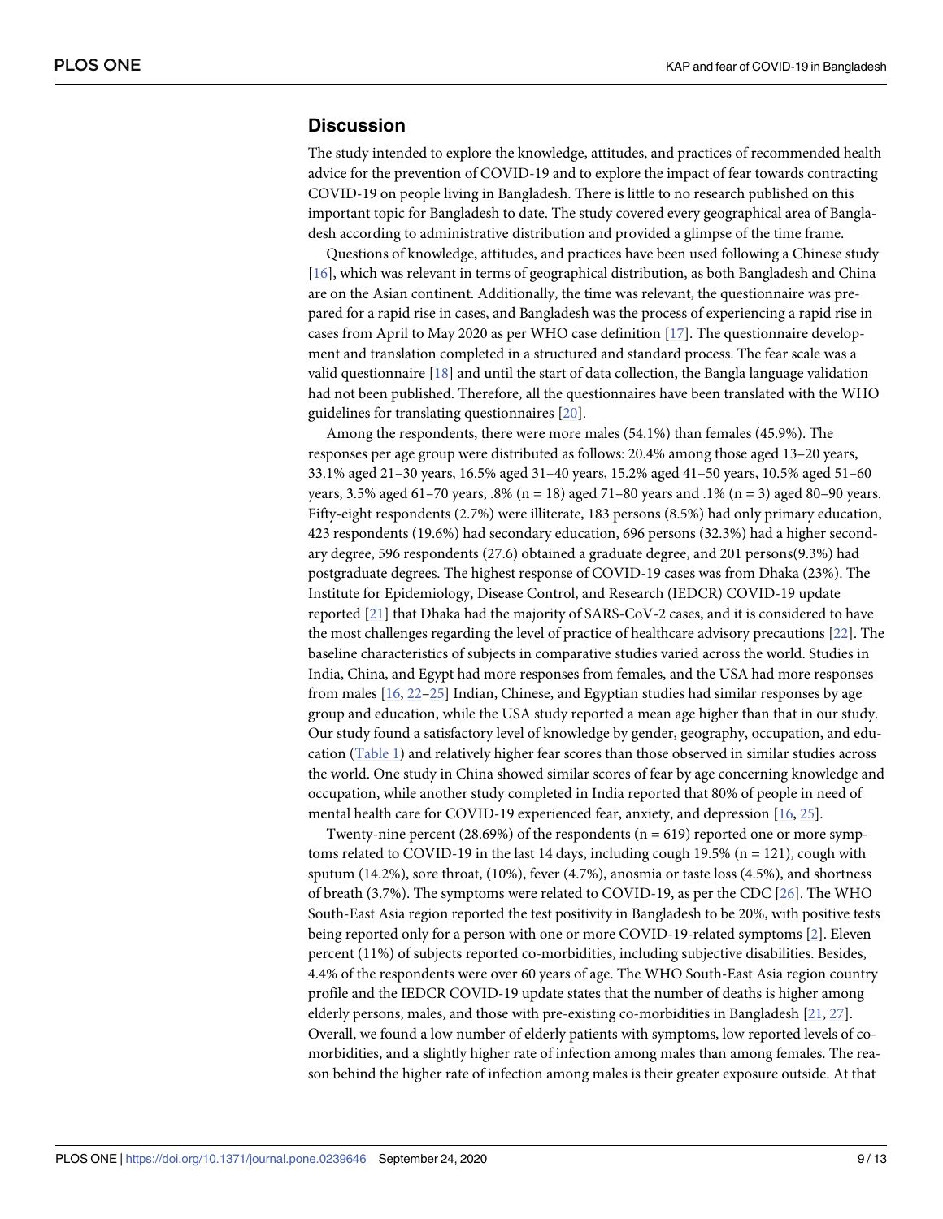## Discussion

The study intended to explore the knowledge, attitudes, and practices of recommended health advice for the prevention of COVID-19 and to explore the impact of fear towards contracting COVID-19 on people living in Bangladesh. There is little to no research published on this important topic for Bangladesh to date. The study covered every geographical area of Bangladesh according to administrative distribution and provided a glimpse of the time frame.

Questions of knowledge, attitudes, and practices have been used following a Chinese study [16], which was relevant in terms of geographical distribution, as both Bangladesh and China are on the Asian continent. Additionally, the time was relevant, the questionnaire was prepared for a rapid rise in cases, and Bangladesh was the process of experiencing a rapid rise in cases from April to May 2020 as per WHO case definition [17]. The questionnaire development and translation completed in a structured and standard process. The fear scale was a valid questionnaire [18] and until the start of data collection, the Bangla language validation had not been published. Therefore, all the questionnaires have been translated with the WHO guidelines for translating questionnaires [20].

Among the respondents, there were more males (54.1%) than females (45.9%). The responses per age group were distributed as follows: 20.4% among those aged 13–20 years, 33.1% aged 21–30 years, 16.5% aged 31–40 years, 15.2% aged 41–50 years, 10.5% aged 51–60 years, 3.5% aged 61–70 years, .8% (n = 18) aged 71–80 years and .1% (n = 3) aged 80–90 years. Fifty-eight respondents (2.7%) were illiterate, 183 persons (8.5%) had only primary education, 423 respondents (19.6%) had secondary education, 696 persons (32.3%) had a higher secondary degree, 596 respondents (27.6) obtained a graduate degree, and 201 persons(9.3%) had postgraduate degrees. The highest response of COVID-19 cases was from Dhaka (23%). The Institute for Epidemiology, Disease Control, and Research (IEDCR) COVID-19 update reported [21] that Dhaka had the majority of SARS-CoV-2 cases, and it is considered to have the most challenges regarding the level of practice of healthcare advisory precautions [22]. The baseline characteristics of subjects in comparative studies varied across the world. Studies in India, China, and Egypt had more responses from females, and the USA had more responses from males [16, 22–25] Indian, Chinese, and Egyptian studies had similar responses by age group and education, while the USA study reported a mean age higher than that in our study. Our study found a satisfactory level of knowledge by gender, geography, occupation, and education (Table 1) and relatively higher fear scores than those observed in similar studies across the world. One study in China showed similar scores of fear by age concerning knowledge and occupation, while another study completed in India reported that 80% of people in need of mental health care for COVID-19 experienced fear, anxiety, and depression [16, 25].

Twenty-nine percent (28.69%) of the respondents (n = 619) reported one or more symptoms related to COVID-19 in the last 14 days, including cough 19.5% (n = 121), cough with sputum (14.2%), sore throat, (10%), fever (4.7%), anosmia or taste loss (4.5%), and shortness of breath (3.7%). The symptoms were related to COVID-19, as per the CDC [26]. The WHO South-East Asia region reported the test positivity in Bangladesh to be 20%, with positive tests being reported only for a person with one or more COVID-19-related symptoms [2]. Eleven percent (11%) of subjects reported co-morbidities, including subjective disabilities. Besides, 4.4% of the respondents were over 60 years of age. The WHO South-East Asia region country profile and the IEDCR COVID-19 update states that the number of deaths is higher among elderly persons, males, and those with pre-existing co-morbidities in Bangladesh [21, 27]. Overall, we found a low number of elderly patients with symptoms, low reported levels of co-morbidities, and a slightly higher rate of infection among males than among females. The reason behind the higher rate of infection among males is their greater exposure outside. At that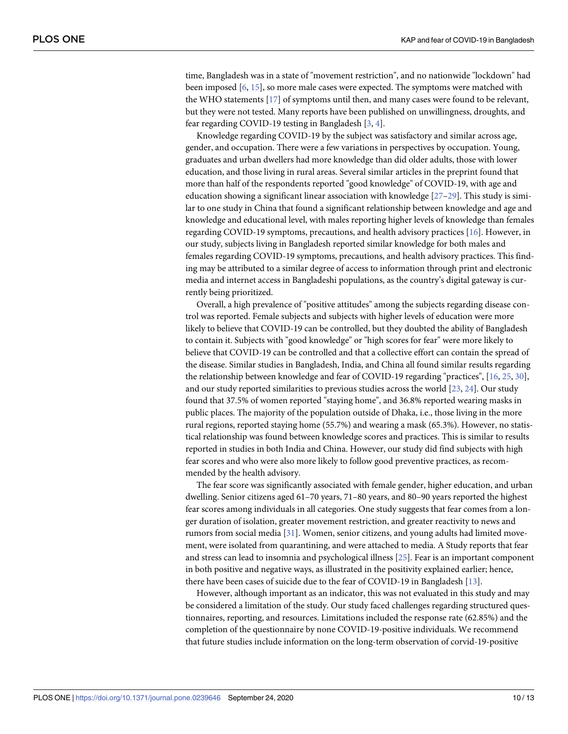time, Bangladesh was in a state of "movement restriction", and no nationwide "lockdown" had been imposed [6, 15], so more male cases were expected. The symptoms were matched with the WHO statements [17] of symptoms until then, and many cases were found to be relevant, but they were not tested. Many reports have been published on unwillingness, droughts, and fear regarding COVID-19 testing in Bangladesh [3, 4].

Knowledge regarding COVID-19 by the subject was satisfactory and similar across age, gender, and occupation. There were a few variations in perspectives by occupation. Young, graduates and urban dwellers had more knowledge than did older adults, those with lower education, and those living in rural areas. Several similar articles in the preprint found that more than half of the respondents reported "good knowledge" of COVID-19, with age and education showing a significant linear association with knowledge [27–29]. This study is similar to one study in China that found a significant relationship between knowledge and age and knowledge and educational level, with males reporting higher levels of knowledge than females regarding COVID-19 symptoms, precautions, and health advisory practices [16]. However, in our study, subjects living in Bangladesh reported similar knowledge for both males and females regarding COVID-19 symptoms, precautions, and health advisory practices. This finding may be attributed to a similar degree of access to information through print and electronic media and internet access in Bangladeshi populations, as the country's digital gateway is currently being prioritized.

Overall, a high prevalence of "positive attitudes" among the subjects regarding disease control was reported. Female subjects and subjects with higher levels of education were more likely to believe that COVID-19 can be controlled, but they doubted the ability of Bangladesh to contain it. Subjects with "good knowledge" or "high scores for fear" were more likely to believe that COVID-19 can be controlled and that a collective effort can contain the spread of the disease. Similar studies in Bangladesh, India, and China all found similar results regarding the relationship between knowledge and fear of COVID-19 regarding "practices", [16, 25, 30], and our study reported similarities to previous studies across the world [23, 24]. Our study found that 37.5% of women reported "staying home", and 36.8% reported wearing masks in public places. The majority of the population outside of Dhaka, i.e., those living in the more rural regions, reported staying home (55.7%) and wearing a mask (65.3%). However, no statistical relationship was found between knowledge scores and practices. This is similar to results reported in studies in both India and China. However, our study did find subjects with high fear scores and who were also more likely to follow good preventive practices, as recommended by the health advisory.

The fear score was significantly associated with female gender, higher education, and urban dwelling. Senior citizens aged 61–70 years, 71–80 years, and 80–90 years reported the highest fear scores among individuals in all categories. One study suggests that fear comes from a longer duration of isolation, greater movement restriction, and greater reactivity to news and rumors from social media [31]. Women, senior citizens, and young adults had limited movement, were isolated from quarantining, and were attached to media. A Study reports that fear and stress can lead to insomnia and psychological illness [25]. Fear is an important component in both positive and negative ways, as illustrated in the positivity explained earlier; hence, there have been cases of suicide due to the fear of COVID-19 in Bangladesh [13].

However, although important as an indicator, this was not evaluated in this study and may be considered a limitation of the study. Our study faced challenges regarding structured questionnaires, reporting, and resources. Limitations included the response rate (62.85%) and the completion of the questionnaire by none COVID-19-positive individuals. We recommend that future studies include information on the long-term observation of corvid-19-positive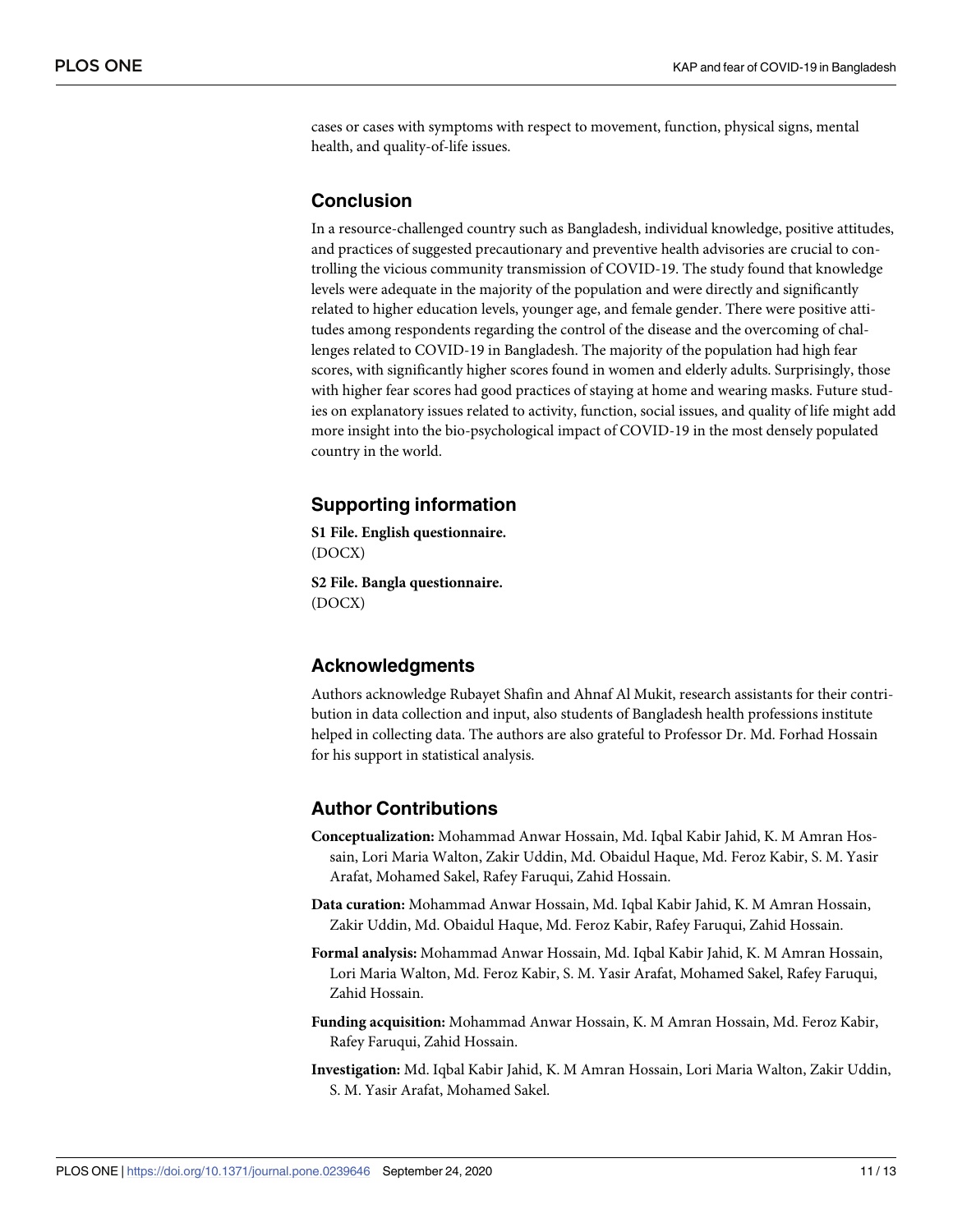cases or cases with symptoms with respect to movement, function, physical signs, mental health, and quality-of-life issues.

## Conclusion

In a resource-challenged country such as Bangladesh, individual knowledge, positive attitudes, and practices of suggested precautionary and preventive health advisories are crucial to controlling the vicious community transmission of COVID-19. The study found that knowledge levels were adequate in the majority of the population and were directly and significantly related to higher education levels, younger age, and female gender. There were positive attitudes among respondents regarding the control of the disease and the overcoming of challenges related to COVID-19 in Bangladesh. The majority of the population had high fear scores, with significantly higher scores found in women and elderly adults. Surprisingly, those with higher fear scores had good practices of staying at home and wearing masks. Future studies on explanatory issues related to activity, function, social issues, and quality of life might add more insight into the bio-psychological impact of COVID-19 in the most densely populated country in the world.

## Supporting information

**S1 File. English questionnaire.**
(DOCX)

**S2 File. Bangla questionnaire.**
(DOCX)

## Acknowledgments

Authors acknowledge Rubayet Shafin and Ahnaf Al Mukit, research assistants for their contribution in data collection and input, also students of Bangladesh health professions institute helped in collecting data. The authors are also grateful to Professor Dr. Md. Forhad Hossain for his support in statistical analysis.

## Author Contributions

**Conceptualization:** Mohammad Anwar Hossain, Md. Iqbal Kabir Jahid, K. M Amran Hossain, Lori Maria Walton, Zakir Uddin, Md. Obaidul Haque, Md. Feroz Kabir, S. M. Yasir Arafat, Mohamed Sakel, Rafey Faruqui, Zahid Hossain.

**Data curation:** Mohammad Anwar Hossain, Md. Iqbal Kabir Jahid, K. M Amran Hossain, Zakir Uddin, Md. Obaidul Haque, Md. Feroz Kabir, Rafey Faruqui, Zahid Hossain.

**Formal analysis:** Mohammad Anwar Hossain, Md. Iqbal Kabir Jahid, K. M Amran Hossain, Lori Maria Walton, Md. Feroz Kabir, S. M. Yasir Arafat, Mohamed Sakel, Rafey Faruqui, Zahid Hossain.

**Funding acquisition:** Mohammad Anwar Hossain, K. M Amran Hossain, Md. Feroz Kabir, Rafey Faruqui, Zahid Hossain.

**Investigation:** Md. Iqbal Kabir Jahid, K. M Amran Hossain, Lori Maria Walton, Zakir Uddin, S. M. Yasir Arafat, Mohamed Sakel.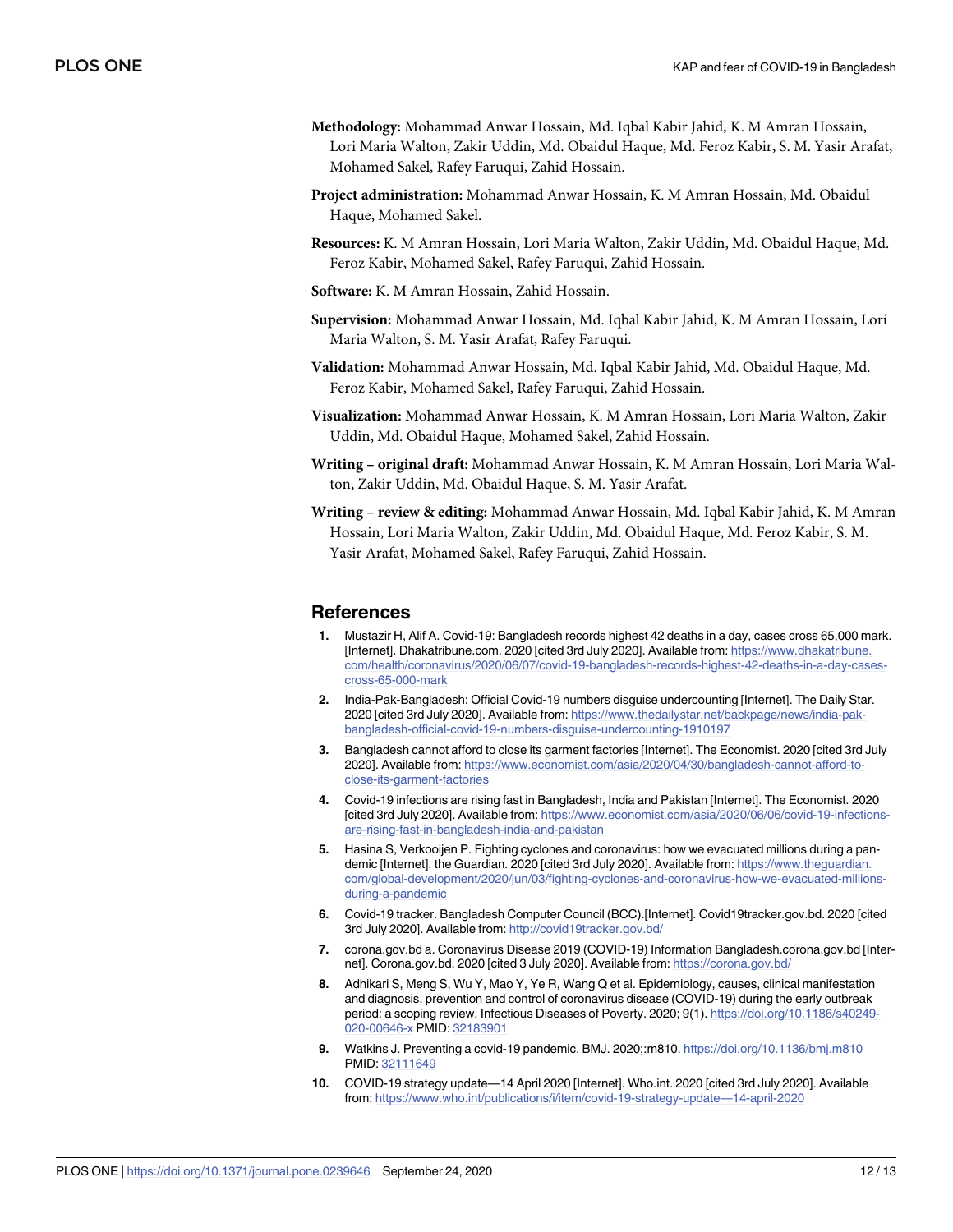**Methodology:** Mohammad Anwar Hossain, Md. Iqbal Kabir Jahid, K. M Amran Hossain, Lori Maria Walton, Zakir Uddin, Md. Obaidul Haque, Md. Feroz Kabir, S. M. Yasir Arafat, Mohamed Sakel, Rafey Faruqui, Zahid Hossain.

**Project administration:** Mohammad Anwar Hossain, K. M Amran Hossain, Md. Obaidul Haque, Mohamed Sakel.

**Resources:** K. M Amran Hossain, Lori Maria Walton, Zakir Uddin, Md. Obaidul Haque, Md. Feroz Kabir, Mohamed Sakel, Rafey Faruqui, Zahid Hossain.

**Software:** K. M Amran Hossain, Zahid Hossain.

**Supervision:** Mohammad Anwar Hossain, Md. Iqbal Kabir Jahid, K. M Amran Hossain, Lori Maria Walton, S. M. Yasir Arafat, Rafey Faruqui.

**Validation:** Mohammad Anwar Hossain, Md. Iqbal Kabir Jahid, Md. Obaidul Haque, Md. Feroz Kabir, Mohamed Sakel, Rafey Faruqui, Zahid Hossain.

**Visualization:** Mohammad Anwar Hossain, K. M Amran Hossain, Lori Maria Walton, Zakir Uddin, Md. Obaidul Haque, Mohamed Sakel, Zahid Hossain.

**Writing – original draft:** Mohammad Anwar Hossain, K. M Amran Hossain, Lori Maria Walton, Zakir Uddin, Md. Obaidul Haque, S. M. Yasir Arafat.

**Writing – review & editing:** Mohammad Anwar Hossain, Md. Iqbal Kabir Jahid, K. M Amran Hossain, Lori Maria Walton, Zakir Uddin, Md. Obaidul Haque, Md. Feroz Kabir, S. M. Yasir Arafat, Mohamed Sakel, Rafey Faruqui, Zahid Hossain.

## References

1. Mustazir H, Alif A. Covid-19: Bangladesh records highest 42 deaths in a day, cases cross 65,000 mark. [Internet]. Dhakatribune.com. 2020 [cited 3rd July 2020]. Available from: https://www.dhakatribune.com/health/coronavirus/2020/06/07/covid-19-bangladesh-records-highest-42-deaths-in-a-day-cases-cross-65-000-mark
2. India-Pak-Bangladesh: Official Covid-19 numbers disguise undercounting [Internet]. The Daily Star. 2020 [cited 3rd July 2020]. Available from: https://www.thedailystar.net/backpage/news/india-pak-bangladesh-official-covid-19-numbers-disguise-undercounting-1910197
3. Bangladesh cannot afford to close its garment factories [Internet]. The Economist. 2020 [cited 3rd July 2020]. Available from: https://www.economist.com/asia/2020/04/30/bangladesh-cannot-afford-to-close-its-garment-factories
4. Covid-19 infections are rising fast in Bangladesh, India and Pakistan [Internet]. The Economist. 2020 [cited 3rd July 2020]. Available from: https://www.economist.com/asia/2020/06/06/covid-19-infections-are-rising-fast-in-bangladesh-india-and-pakistan
5. Hasina S, Verkooijen P. Fighting cyclones and coronavirus: how we evacuated millions during a pandemic [Internet]. the Guardian. 2020 [cited 3rd July 2020]. Available from: https://www.theguardian.com/global-development/2020/jun/03/fighting-cyclones-and-coronavirus-how-we-evacuated-millions-during-a-pandemic
6. Covid-19 tracker. Bangladesh Computer Council (BCC).[Internet]. Covid19tracker.gov.bd. 2020 [cited 3rd July 2020]. Available from: http://covid19tracker.gov.bd/
7. corona.gov.bd a. Coronavirus Disease 2019 (COVID-19) Information Bangladesh.corona.gov.bd [Internet]. Corona.gov.bd. 2020 [cited 3 July 2020]. Available from: https://corona.gov.bd/
8. Adhikari S, Meng S, Wu Y, Mao Y, Ye R, Wang Q et al. Epidemiology, causes, clinical manifestation and diagnosis, prevention and control of coronavirus disease (COVID-19) during the early outbreak period: a scoping review. Infectious Diseases of Poverty. 2020; 9(1). https://doi.org/10.1186/s40249-020-00646-x PMID: 32183901
9. Watkins J. Preventing a covid-19 pandemic. BMJ. 2020;:m810. https://doi.org/10.1136/bmj.m810 PMID: 32111649
10. COVID-19 strategy update—14 April 2020 [Internet]. Who.int. 2020 [cited 3rd July 2020]. Available from: https://www.who.int/publications/i/item/covid-19-strategy-update—14-april-2020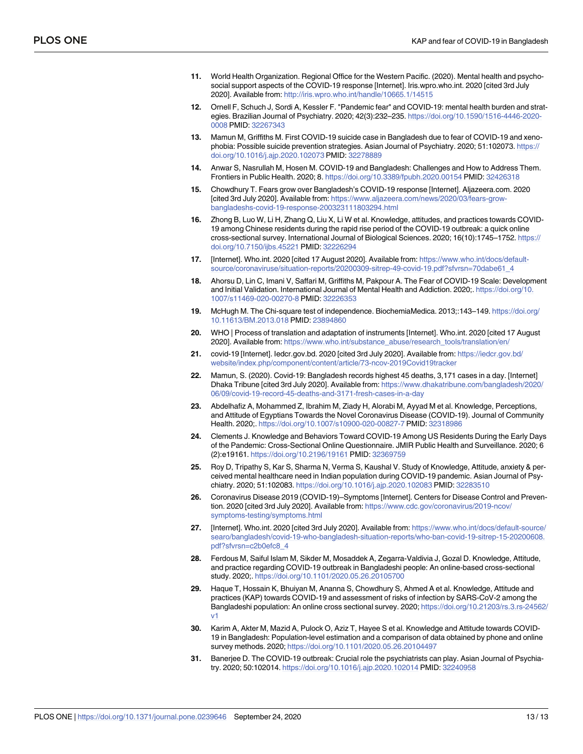11. World Health Organization. Regional Office for the Western Pacific. (2020). Mental health and psychosocial support aspects of the COVID-19 response [Internet]. Iris.wpro.who.int. 2020 [cited 3rd July 2020]. Available from: http://iris.wpro.who.int/handle/10665.1/14515

12. Ornell F, Schuch J, Sordi A, Kessler F. "Pandemic fear" and COVID-19: mental health burden and strategies. Brazilian Journal of Psychiatry. 2020; 42(3):232–235. https://doi.org/10.1590/1516-4446-2020-0008 PMID: 32267343

13. Mamun M, Griffiths M. First COVID-19 suicide case in Bangladesh due to fear of COVID-19 and xenophobia: Possible suicide prevention strategies. Asian Journal of Psychiatry. 2020; 51:102073. https://doi.org/10.1016/j.ajp.2020.102073 PMID: 32278889

14. Anwar S, Nasrullah M, Hosen M. COVID-19 and Bangladesh: Challenges and How to Address Them. Frontiers in Public Health. 2020; 8. https://doi.org/10.3389/fpubh.2020.00154 PMID: 32426318

15. Chowdhury T. Fears grow over Bangladesh's COVID-19 response [Internet]. Aljazeera.com. 2020 [cited 3rd July 2020]. Available from: https://www.aljazeera.com/news/2020/03/fears-grow-bangladeshs-covid-19-response-200323111803294.html

16. Zhong B, Luo W, Li H, Zhang Q, Liu X, Li W et al. Knowledge, attitudes, and practices towards COVID-19 among Chinese residents during the rapid rise period of the COVID-19 outbreak: a quick online cross-sectional survey. International Journal of Biological Sciences. 2020; 16(10):1745–1752. https://doi.org/10.7150/ijbs.45221 PMID: 32226294

17. [Internet]. Who.int. 2020 [cited 17 August 2020]. Available from: https://www.who.int/docs/default-source/coronaviruse/situation-reports/20200309-sitrep-49-covid-19.pdf?sfvrsn=70dabe61_4

18. Ahorsu D, Lin C, Imani V, Saffari M, Griffiths M, Pakpour A. The Fear of COVID-19 Scale: Development and Initial Validation. International Journal of Mental Health and Addiction. 2020;. https://doi.org/10.1007/s11469-020-00270-8 PMID: 32226353

19. McHugh M. The Chi-square test of independence. BiochemiaMedica. 2013;:143–149. https://doi.org/10.11613/BM.2013.018 PMID: 23894860

20. WHO | Process of translation and adaptation of instruments [Internet]. Who.int. 2020 [cited 17 August 2020]. Available from: https://www.who.int/substance_abuse/research_tools/translation/en/

21. covid-19 [Internet]. Iedcr.gov.bd. 2020 [cited 3rd July 2020]. Available from: https://iedcr.gov.bd/website/index.php/component/content/article/73-ncov-2019Covid19tracker

22. Mamun, S. (2020). Covid-19: Bangladesh records highest 45 deaths, 3,171 cases in a day. [Internet] Dhaka Tribune [cited 3rd July 2020]. Available from: https://www.dhakatribune.com/bangladesh/2020/06/09/covid-19-record-45-deaths-and-3171-fresh-cases-in-a-day

23. Abdelhafiz A, Mohammed Z, Ibrahim M, Ziady H, Alorabi M, Ayyad M et al. Knowledge, Perceptions, and Attitude of Egyptians Towards the Novel Coronavirus Disease (COVID-19). Journal of Community Health. 2020;. https://doi.org/10.1007/s10900-020-00827-7 PMID: 32318986

24. Clements J. Knowledge and Behaviors Toward COVID-19 Among US Residents During the Early Days of the Pandemic: Cross-Sectional Online Questionnaire. JMIR Public Health and Surveillance. 2020; 6(2):e19161. https://doi.org/10.2196/19161 PMID: 32369759

25. Roy D, Tripathy S, Kar S, Sharma N, Verma S, Kaushal V. Study of Knowledge, Attitude, anxiety & perceived mental healthcare need in Indian population during COVID-19 pandemic. Asian Journal of Psychiatry. 2020; 51:102083. https://doi.org/10.1016/j.ajp.2020.102083 PMID: 32283510

26. Coronavirus Disease 2019 (COVID-19)–Symptoms [Internet]. Centers for Disease Control and Prevention. 2020 [cited 3rd July 2020]. Available from: https://www.cdc.gov/coronavirus/2019-ncov/symptoms-testing/symptoms.html

27. [Internet]. Who.int. 2020 [cited 3rd July 2020]. Available from: https://www.who.int/docs/default-source/searo/bangladesh/covid-19-who-bangladesh-situation-reports/who-ban-covid-19-sitrep-15-20200608.pdf?sfvrsn=c2b0efc8_4

28. Ferdous M, Saiful Islam M, Sikder M, Mosaddek A, Zegarra-Valdivia J, Gozal D. Knowledge, Attitude, and practice regarding COVID-19 outbreak in Bangladeshi people: An online-based cross-sectional study. 2020;. https://doi.org/10.1101/2020.05.26.20105700

29. Haque T, Hossain K, Bhuiyan M, Ananna S, Chowdhury S, Ahmed A et al. Knowledge, Attitude and practices (KAP) towards COVID-19 and assessment of risks of infection by SARS-CoV-2 among the Bangladeshi population: An online cross sectional survey. 2020; https://doi.org/10.21203/rs.3.rs-24562/v1

30. Karim A, Akter M, Mazid A, Pulock O, Aziz T, Hayee S et al. Knowledge and Attitude towards COVID-19 in Bangladesh: Population-level estimation and a comparison of data obtained by phone and online survey methods. 2020; https://doi.org/10.1101/2020.05.26.20104497

31. Banerjee D. The COVID-19 outbreak: Crucial role the psychiatrists can play. Asian Journal of Psychiatry. 2020; 50:102014. https://doi.org/10.1016/j.ajp.2020.102014 PMID: 32240958